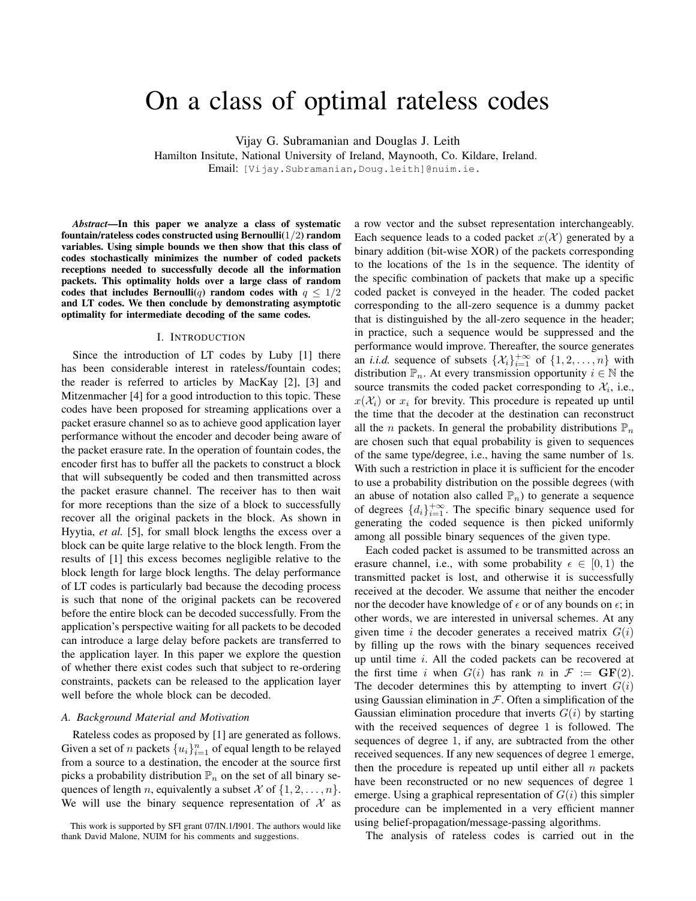# On a class of optimal rateless codes

Vijay G. Subramanian and Douglas J. Leith

Hamilton Insitute, National University of Ireland, Maynooth, Co. Kildare, Ireland.
Email: [Vijay.Subramanian,Doug.leith]@nuim.ie.

***Abstract*—In this paper we analyze a class of systematic fountain/rateless codes constructed using Bernoulli($1/2$) random variables. Using simple bounds we then show that this class of codes stochastically minimizes the number of coded packets receptions needed to successfully decode all the information packets. This optimality holds over a large class of random codes that includes Bernoulli($q$) random codes with $q \leq 1/2$ and LT codes. We then conclude by demonstrating asymptotic optimality for intermediate decoding of the same codes.**

## I. Introduction

Since the introduction of LT codes by Luby [1] there has been considerable interest in rateless/fountain codes; the reader is referred to articles by MacKay [2], [3] and Mitzenmacher [4] for a good introduction to this topic. These codes have been proposed for streaming applications over a packet erasure channel so as to achieve good application layer performance without the encoder and decoder being aware of the packet erasure rate. In the operation of fountain codes, the encoder first has to buffer all the packets to construct a block that will subsequently be coded and then transmitted across the packet erasure channel. The receiver has to then wait for more receptions than the size of a block to successfully recover all the original packets in the block. As shown in Hyytia, *et al.* [5], for small block lengths the excess over a block can be quite large relative to the block length. From the results of [1] this excess becomes negligible relative to the block length for large block lengths. The delay performance of LT codes is particularly bad because the decoding process is such that none of the original packets can be recovered before the entire block can be decoded successfully. From the application's perspective waiting for all packets to be decoded can introduce a large delay before packets are transferred to the application layer. In this paper we explore the question of whether there exist codes such that subject to re-ordering constraints, packets can be released to the application layer well before the whole block can be decoded.

### A. Background Material and Motivation

Rateless codes as proposed by [1] are generated as follows. Given a set of $n$ packets $\{u_i\}_{i=1}^{n}$ of equal length to be relayed from a source to a destination, the encoder at the source first picks a probability distribution $\mathbb{P}_n$ on the set of all binary sequences of length $n$, equivalently a subset $\mathcal{X}$ of $\{1, 2, \ldots, n\}$. We will use the binary sequence representation of $\mathcal{X}$ as a row vector and the subset representation interchangeably. Each sequence leads to a coded packet $x(\mathcal{X})$ generated by a binary addition (bit-wise XOR) of the packets corresponding to the locations of the 1s in the sequence. The identity of the specific combination of packets that make up a specific coded packet is conveyed in the header. The coded packet corresponding to the all-zero sequence is a dummy packet that is distinguished by the all-zero sequence in the header; in practice, such a sequence would be suppressed and the performance would improve. Thereafter, the source generates an *i.i.d.* sequence of subsets $\{\mathcal{X}_i\}_{i=1}^{+\infty}$ of $\{1, 2, \ldots, n\}$ with distribution $\mathbb{P}_n$. At every transmission opportunity $i \in \mathbb{N}$ the source transmits the coded packet corresponding to $\mathcal{X}_i$, i.e., $x(\mathcal{X}_i)$ or $x_i$ for brevity. This procedure is repeated up until the time that the decoder at the destination can reconstruct all the $n$ packets. In general the probability distributions $\mathbb{P}_n$ are chosen such that equal probability is given to sequences of the same type/degree, i.e., having the same number of 1s. With such a restriction in place it is sufficient for the encoder to use a probability distribution on the possible degrees (with an abuse of notation also called $\mathbb{P}_n$) to generate a sequence of degrees $\{d_i\}_{i=1}^{+\infty}$. The specific binary sequence used for generating the coded sequence is then picked uniformly among all possible binary sequences of the given type.

Each coded packet is assumed to be transmitted across an erasure channel, i.e., with some probability $\epsilon \in [0, 1)$ the transmitted packet is lost, and otherwise it is successfully received at the decoder. We assume that neither the encoder nor the decoder have knowledge of $\epsilon$ or of any bounds on $\epsilon$; in other words, we are interested in universal schemes. At any given time $i$ the decoder generates a received matrix $G(i)$ by filling up the rows with the binary sequences received up until time $i$. All the coded packets can be recovered at the first time $i$ when $G(i)$ has rank $n$ in $\mathcal{F} := \mathbf{GF}(2)$. The decoder determines this by attempting to invert $G(i)$ using Gaussian elimination in $\mathcal{F}$. Often a simplification of the Gaussian elimination procedure that inverts $G(i)$ by starting with the received sequences of degree 1 is followed. The sequences of degree 1, if any, are subtracted from the other received sequences. If any new sequences of degree 1 emerge, then the procedure is repeated up until either all $n$ packets have been reconstructed or no new sequences of degree 1 emerge. Using a graphical representation of $G(i)$ this simpler procedure can be implemented in a very efficient manner using belief-propagation/message-passing algorithms.

The analysis of rateless codes is carried out in the

This work is supported by SFI grant 07/IN.1/I901. The authors would like thank David Malone, NUIM for his comments and suggestions.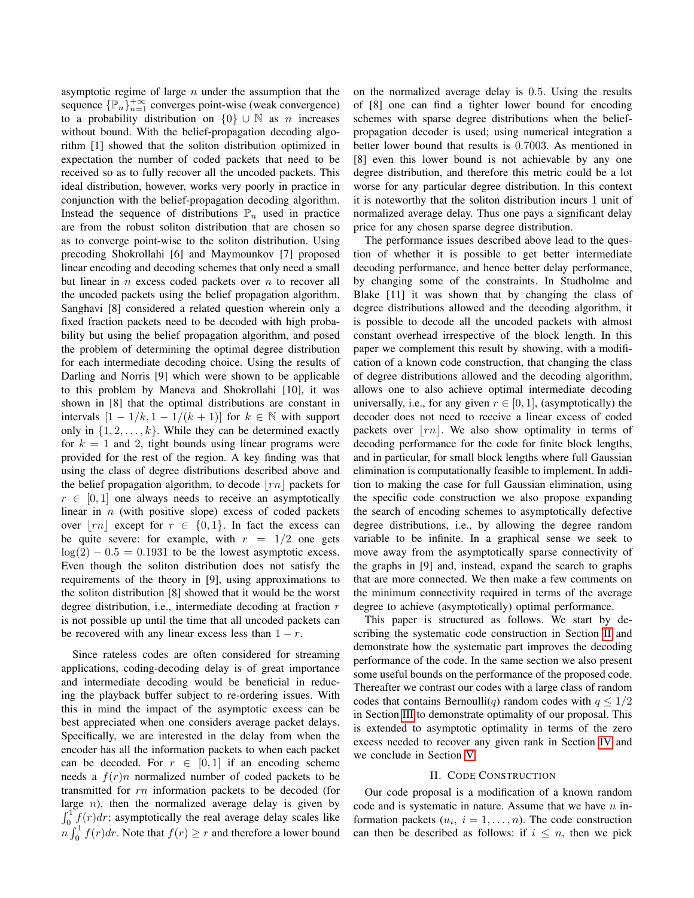asymptotic regime of large $n$ under the assumption that the sequence $\{\mathbb{P}_n\}_{n=1}^{+\infty}$ converges point-wise (weak convergence) to a probability distribution on $\{0\} \cup \mathbb{N}$ as $n$ increases without bound. With the belief-propagation decoding algorithm [1] showed that the soliton distribution optimized in expectation the number of coded packets that need to be received so as to fully recover all the uncoded packets. This ideal distribution, however, works very poorly in practice in conjunction with the belief-propagation decoding algorithm. Instead the sequence of distributions $\mathbb{P}_n$ used in practice are from the robust soliton distribution that are chosen so as to converge point-wise to the soliton distribution. Using precoding Shokrollahi [6] and Maymounkov [7] proposed linear encoding and decoding schemes that only need a small but linear in $n$ excess coded packets over $n$ to recover all the uncoded packets using the belief propagation algorithm. Sanghavi [8] considered a related question wherein only a fixed fraction packets need to be decoded with high probability but using the belief propagation algorithm, and posed the problem of determining the optimal degree distribution for each intermediate decoding choice. Using the results of Darling and Norris [9] which were shown to be applicable to this problem by Maneva and Shokrollahi [10], it was shown in [8] that the optimal distributions are constant in intervals $[1-1/k, 1-1/(k+1)]$ for $k \in \mathbb{N}$ with support only in $\{1, 2, \ldots, k\}$. While they can be determined exactly for $k=1$ and 2, tight bounds using linear programs were provided for the rest of the region. A key finding was that using the class of degree distributions described above and the belief propagation algorithm, to decode $\lfloor rn \rfloor$ packets for $r \in [0,1]$ one always needs to receive an asymptotically linear in $n$ (with positive slope) excess of coded packets over $\lfloor rn \rfloor$ except for $r \in \{0,1\}$. In fact the excess can be quite severe: for example, with $r = 1/2$ one gets $\log(2) - 0.5 = 0.1931$ to be the lowest asymptotic excess. Even though the soliton distribution does not satisfy the requirements of the theory in [9], using approximations to the soliton distribution [8] showed that it would be the worst degree distribution, i.e., intermediate decoding at fraction $r$ is not possible up until the time that all uncoded packets can be recovered with any linear excess less than $1-r$.

Since rateless codes are often considered for streaming applications, coding-decoding delay is of great importance and intermediate decoding would be beneficial in reducing the playback buffer subject to re-ordering issues. With this in mind the impact of the asymptotic excess can be best appreciated when one considers average packet delays. Specifically, we are interested in the delay from when the encoder has all the information packets to when each packet can be decoded. For $r \in [0,1]$ if an encoding scheme needs a $f(r)n$ normalized number of coded packets to be transmitted for $rn$ information packets to be decoded (for large $n$), then the normalized average delay is given by $\int_0^1 f(r)dr$; asymptotically the real average delay scales like $n\int_0^1 f(r)dr$. Note that $f(r) \geq r$ and therefore a lower bound on the normalized average delay is $0.5$. Using the results of [8] one can find a tighter lower bound for encoding schemes with sparse degree distributions when the belief-propagation decoder is used; using numerical integration a better lower bound that results is $0.7003$. As mentioned in [8] even this lower bound is not achievable by any one degree distribution, and therefore this metric could be a lot worse for any particular degree distribution. In this context it is noteworthy that the soliton distribution incurs 1 unit of normalized average delay. Thus one pays a significant delay price for any chosen sparse degree distribution.

The performance issues described above lead to the question of whether it is possible to get better intermediate decoding performance, and hence better delay performance, by changing some of the constraints. In Studholme and Blake [11] it was shown that by changing the class of degree distributions allowed and the decoding algorithm, it is possible to decode all the uncoded packets with almost constant overhead irrespective of the block length. In this paper we complement this result by showing, with a modification of a known code construction, that changing the class of degree distributions allowed and the decoding algorithm, allows one to also achieve optimal intermediate decoding universally, i.e., for any given $r \in [0,1]$, (asymptotically) the decoder does not need to receive a linear excess of coded packets over $\lfloor rn \rfloor$. We also show optimality in terms of decoding performance for the code for finite block lengths, and in particular, for small block lengths where full Gaussian elimination is computationally feasible to implement. In addition to making the case for full Gaussian elimination, using the specific code construction we also propose expanding the search of encoding schemes to asymptotically defective degree distributions, i.e., by allowing the degree random variable to be infinite. In a graphical sense we seek to move away from the asymptotically sparse connectivity of the graphs in [9] and, instead, expand the search to graphs that are more connected. We then make a few comments on the minimum connectivity required in terms of the average degree to achieve (asymptotically) optimal performance.

This paper is structured as follows. We start by describing the systematic code construction in Section II and demonstrate how the systematic part improves the decoding performance of the code. In the same section we also present some useful bounds on the performance of the proposed code. Thereafter we contrast our codes with a large class of random codes that contains Bernoulli($q$) random codes with $q \leq 1/2$ in Section III to demonstrate optimality of our proposal. This is extended to asymptotic optimality in terms of the zero excess needed to recover any given rank in Section IV and we conclude in Section V.

## II. Code Construction

Our code proposal is a modification of a known random code and is systematic in nature. Assume that we have $n$ information packets ($u_i$, $i = 1, \ldots, n$). The code construction can then be described as follows: if $i \leq n$, then we pick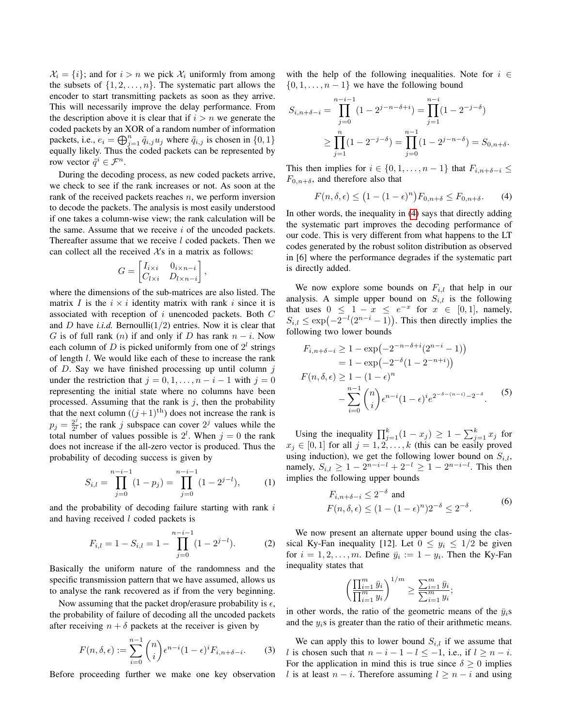$\mathcal{X}_i = \{i\}$; and for $i > n$ we pick $\mathcal{X}_i$ uniformly from among the subsets of $\{1, 2, \ldots, n\}$. The systematic part allows the encoder to start transmitting packets as soon as they arrive. This will necessarily improve the delay performance. From the description above it is clear that if $i > n$ we generate the coded packets by an XOR of a random number of information packets, i.e., $e_i = \bigoplus_{j=1}^{n} \tilde{q}_{i,j} u_j$ where $\tilde{q}_{i,j}$ is chosen in $\{0, 1\}$ equally likely. Thus the coded packets can be represented by row vector $\tilde{q}^i \in \mathcal{F}^n$.

During the decoding process, as new coded packets arrive, we check to see if the rank increases or not. As soon at the rank of the received packets reaches $n$, we perform inversion to decode the packets. The analysis is most easily understood if one takes a column-wise view; the rank calculation will be the same. Assume that we receive $i$ of the uncoded packets. Thereafter assume that we receive $l$ coded packets. Then we can collect all the received $\mathcal{X}$s in a matrix as follows:

$$G = \begin{bmatrix} I_{i \times i} & 0_{i \times n-i} \\ C_{l \times i} & D_{l \times n-i} \end{bmatrix},$$

where the dimensions of the sub-matrices are also listed. The matrix $I$ is the $i \times i$ identity matrix with rank $i$ since it is associated with reception of $i$ unencoded packets. Both $C$ and $D$ have *i.i.d.* Bernoulli$(1/2)$ entries. Now it is clear that $G$ is of full rank ($n$) if and only if $D$ has rank $n - i$. Now each column of $D$ is picked uniformly from one of $2^l$ strings of length $l$. We would like each of these to increase the rank of $D$. Say we have finished processing up until column $j$ under the restriction that $j = 0, 1, \ldots, n - i - 1$ with $j = 0$ representing the initial state where no columns have been processed. Assuming that the rank is $j$, then the probability that the next column ($(j+1)^{\text{th}}$) does not increase the rank is $p_j = \frac{2^j}{2^l}$; the rank $j$ subspace can cover $2^j$ values while the total number of values possible is $2^l$. When $j = 0$ the rank does not increase if the all-zero vector is produced. Thus the probability of decoding success is given by

$$S_{i,l} = \prod_{j=0}^{n-i-1} (1 - p_j) = \prod_{j=0}^{n-i-1} (1 - 2^{j-l}), \quad (1)$$

and the probability of decoding failure starting with rank $i$ and having received $l$ coded packets is

$$F_{i,l} = 1 - S_{i,l} = 1 - \prod_{j=0}^{n-i-1} (1 - 2^{j-l}). \quad (2)$$

Basically the uniform nature of the randomness and the specific transmission pattern that we have assumed, allows us to analyse the rank recovered as if from the very beginning.

Now assuming that the packet drop/erasure probability is $\epsilon$, the probability of failure of decoding all the uncoded packets after receiving $n + \delta$ packets at the receiver is given by

$$F(n, \delta, \epsilon) := \sum_{i=0}^{n-1} \binom{n}{i} \epsilon^{n-i} (1 - \epsilon)^i F_{i,n+\delta-i}. \quad (3)$$

Before proceeding further we make one key observation with the help of the following inequalities. Note for $i \in \{0, 1, \ldots, n-1\}$ we have the following bound

$$\begin{aligned} S_{i,n+\delta-i} &= \prod_{j=0}^{n-i-1} (1 - 2^{j-n-\delta+i}) = \prod_{j=1}^{n-i} (1 - 2^{-j-\delta}) \\ &\geq \prod_{j=1}^{n} (1 - 2^{-j-\delta}) = \prod_{j=0}^{n-1} (1 - 2^{j-n-\delta}) = S_{0,n+\delta}. \end{aligned}$$

This then implies for $i \in \{0, 1, \ldots, n-1\}$ that $F_{i,n+\delta-i} \leq F_{0,n+\delta}$, and therefore also that

$$F(n, \delta, \epsilon) \leq \big(1 - (1 - \epsilon)^n\big) F_{0,n+\delta} \leq F_{0,n+\delta}. \quad (4)$$

In other words, the inequality in (4) says that directly adding the systematic part improves the decoding performance of our code. This is very different from what happens to the LT codes generated by the robust soliton distribution as observed in [6] where the performance degrades if the systematic part is directly added.

We now explore some bounds on $F_{i,l}$ that help in our analysis. A simple upper bound on $S_{i,l}$ is the following that uses $0 \leq 1 - x \leq e^{-x}$ for $x \in [0, 1]$, namely, $S_{i,l} \leq \exp\big(-2^{-l}(2^{n-i} - 1)\big)$. This then directly implies the following two lower bounds

$$\begin{aligned} F_{i,n+\delta-i} &\geq 1 - \exp\big(-2^{-n-\delta+i}(2^{n-i} - 1)\big) \\ &= 1 - \exp\big(-2^{-\delta}(1 - 2^{-n+i})\big) \\ F(n, \delta, \epsilon) &\geq 1 - (1 - \epsilon)^n \\ &\quad - \sum_{i=0}^{n-1} \binom{n}{i} \epsilon^{n-i} (1 - \epsilon)^i e^{2^{-\delta-(n-i)} - 2^{-\delta}}. \end{aligned} \quad (5)$$

Using the inequality $\prod_{j=1}^{k} (1 - x_j) \geq 1 - \sum_{j=1}^{k} x_j$ for $x_j \in [0, 1]$ for all $j = 1, 2, \ldots, k$ (this can be easily proved using induction), we get the following lower bound on $S_{i,l}$, namely, $S_{i,l} \geq 1 - 2^{n-i-l} + 2^{-l} \geq 1 - 2^{n-i-l}$. This then implies the following upper bounds

$$\begin{aligned} &F_{i,n+\delta-i} \leq 2^{-\delta} \text{ and} \\ &F(n, \delta, \epsilon) \leq (1 - (1 - \epsilon)^n) 2^{-\delta} \leq 2^{-\delta}. \end{aligned} \quad (6)$$

We now present an alternate upper bound using the classical Ky-Fan inequality [12]. Let $0 \leq y_i \leq 1/2$ be given for $i = 1, 2, \ldots, m$. Define $\bar{y}_i := 1 - y_i$. Then the Ky-Fan inequality states that

$$\left( \frac{\prod_{i=1}^{m} \bar{y}_i}{\prod_{i=1}^{m} y_i} \right)^{1/m} \geq \frac{\sum_{i=1}^{m} \bar{y}_i}{\sum_{i=1}^{m} y_i};$$

in other words, the ratio of the geometric means of the $\bar{y}_i$s and the $y_i$s is greater than the ratio of their arithmetic means.

We can apply this to lower bound $S_{i,l}$ if we assume that $l$ is chosen such that $n - i - 1 - l \leq -1$, i.e., if $l \geq n - i$. For the application in mind this is true since $\delta \geq 0$ implies $l$ is at least $n - i$. Therefore assuming $l \geq n - i$ and using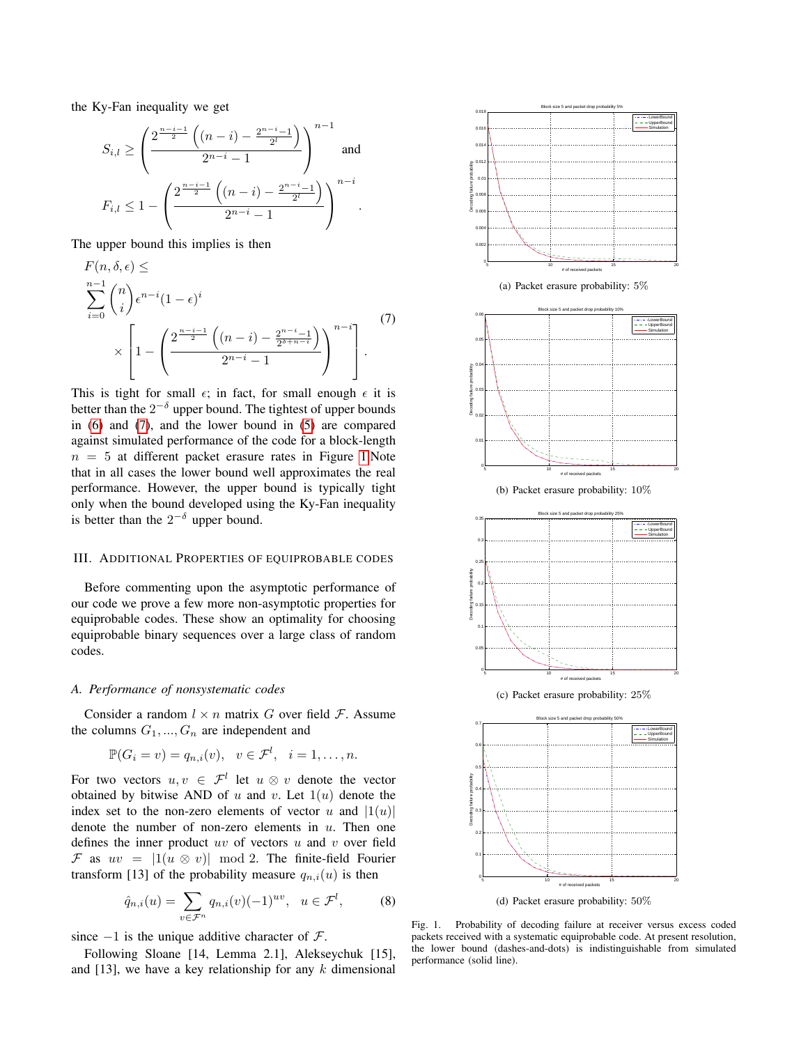the Ky-Fan inequality we get

$$S_{i,l} \geq \left( \frac{2^{\frac{n-i-1}{2}} \left( (n-i) - \frac{2^{n-i}-1}{2^l} \right)}{2^{n-i}-1} \right)^{n-1} \quad \text{and}$$

$$F_{i,l} \leq 1 - \left( \frac{2^{\frac{n-i-1}{2}} \left( (n-i) - \frac{2^{n-i}-1}{2^l} \right)}{2^{n-i}-1} \right)^{n-i}.$$

The upper bound this implies is then

$$F(n,\delta,\epsilon) \leq \sum_{i=0}^{n-1} \binom{n}{i} \epsilon^{n-i}(1-\epsilon)^i \times \left[ 1 - \left( \frac{2^{\frac{n-i-1}{2}} \left( (n-i) - \frac{2^{n-i}-1}{2^{\delta+n-i}} \right)}{2^{n-i}-1} \right)^{n-i} \right]. \tag{7}$$

This is tight for small $\epsilon$; in fact, for small enough $\epsilon$ it is better than the $2^{-\delta}$ upper bound. The tightest of upper bounds in (6) and (7), and the lower bound in (5) are compared against simulated performance of the code for a block-length $n = 5$ at different packet erasure rates in Figure 1.Note that in all cases the lower bound well approximates the real performance. However, the upper bound is typically tight only when the bound developed using the Ky-Fan inequality is better than the $2^{-\delta}$ upper bound.

## III. Additional Properties of Equiprobable Codes

Before commenting upon the asymptotic performance of our code we prove a few more non-asymptotic properties for equiprobable codes. These show an optimality for choosing equiprobable binary sequences over a large class of random codes.

### A. Performance of nonsystematic codes

Consider a random $l \times n$ matrix $G$ over field $\mathcal{F}$. Assume the columns $G_1, ..., G_n$ are independent and

$$\mathbb{P}(G_i = v) = q_{n,i}(v), \quad v \in \mathcal{F}^l, \quad i = 1, \ldots, n.$$

For two vectors $u, v \in \mathcal{F}^l$ let $u \otimes v$ denote the vector obtained by bitwise AND of $u$ and $v$. Let $1(u)$ denote the index set to the non-zero elements of vector $u$ and $|1(u)|$ denote the number of non-zero elements in $u$. Then one defines the inner product $uv$ of vectors $u$ and $v$ over field $\mathcal{F}$ as $uv = |1(u \otimes v)| \mod 2$. The finite-field Fourier transform [13] of the probability measure $q_{n,i}(u)$ is then

$$\hat{q}_{n,i}(u) = \sum_{v \in \mathcal{F}^n} q_{n,i}(v)(-1)^{uv}, \quad u \in \mathcal{F}^l, \tag{8}$$

since $-1$ is the unique additive character of $\mathcal{F}$.

Following Sloane [14, Lemma 2.1], Alekseychuk [15], and [13], we have a key relationship for any $k$ dimensional

(a) Packet erasure probability: 5%

(b) Packet erasure probability: 10%

(c) Packet erasure probability: 25%

(d) Packet erasure probability: 50%

Fig. 1. Probability of decoding failure at receiver versus excess coded packets received with a systematic equiprobable code. At present resolution, the lower bound (dashes-and-dots) is indistinguishable from simulated performance (solid line).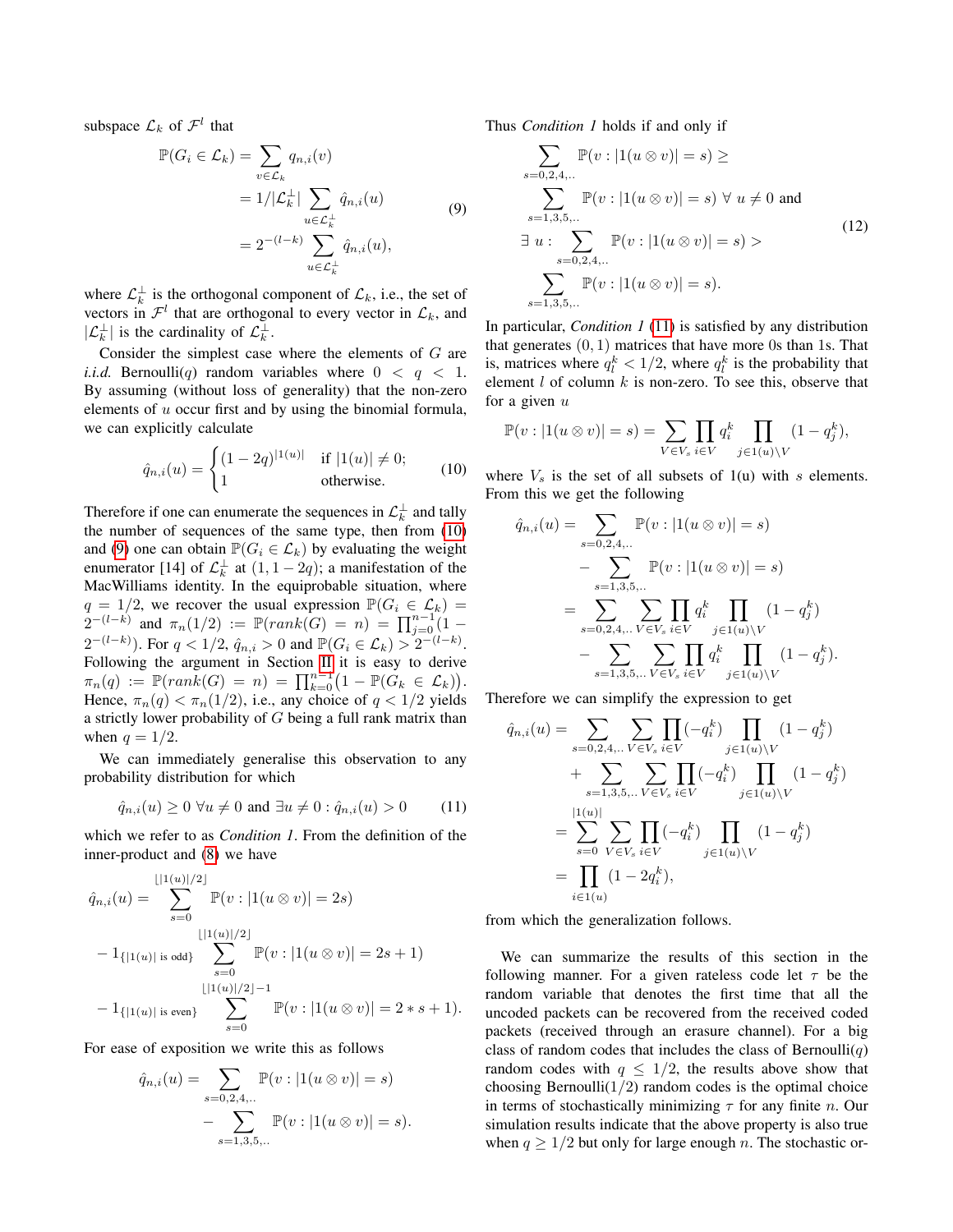subspace $\mathcal{L}_k$ of $\mathcal{F}^l$ that

$$
\begin{aligned}
\mathbb{P}(G_i \in \mathcal{L}_k) &= \sum_{v \in \mathcal{L}_k} q_{n,i}(v) \\
&= 1/|\mathcal{L}_k^\perp| \sum_{u \in \mathcal{L}_k^\perp} \hat{q}_{n,i}(u) \\
&= 2^{-(l-k)} \sum_{u \in \mathcal{L}_k^\perp} \hat{q}_{n,i}(u),
\end{aligned} \tag{9}
$$

where $\mathcal{L}_k^\perp$ is the orthogonal component of $\mathcal{L}_k$, i.e., the set of vectors in $\mathcal{F}^l$ that are orthogonal to every vector in $\mathcal{L}_k$, and $|\mathcal{L}_k^\perp|$ is the cardinality of $\mathcal{L}_k^\perp$.

Consider the simplest case where the elements of $G$ are *i.i.d.* Bernoulli($q$) random variables where $0 < q < 1$. By assuming (without loss of generality) that the non-zero elements of $u$ occur first and by using the binomial formula, we can explicitly calculate

$$
\hat{q}_{n,i}(u) = \begin{cases} (1-2q)^{|1(u)|} & \text{if } |1(u)| \neq 0; \\ 1 & \text{otherwise.} \end{cases} \tag{10}
$$

Therefore if one can enumerate the sequences in $\mathcal{L}_k^\perp$ and tally the number of sequences of the same type, then from (10) and (9) one can obtain $\mathbb{P}(G_i \in \mathcal{L}_k)$ by evaluating the weight enumerator [14] of $\mathcal{L}_k^\perp$ at $(1, 1-2q)$; a manifestation of the MacWilliams identity. In the equiprobable situation, where $q = 1/2$, we recover the usual expression $\mathbb{P}(G_i \in \mathcal{L}_k) = 2^{-(l-k)}$ and $\pi_n(1/2) := \mathbb{P}(rank(G) = n) = \prod_{j=0}^{n-1}(1 - 2^{-(l-k)})$. For $q < 1/2$, $\hat{q}_{n,i} > 0$ and $\mathbb{P}(G_i \in \mathcal{L}_k) > 2^{-(l-k)}$. Following the argument in Section II it is easy to derive $\pi_n(q) := \mathbb{P}(rank(G) = n) = \prod_{k=0}^{n-1}\big(1 - \mathbb{P}(G_k \in \mathcal{L}_k)\big)$. Hence, $\pi_n(q) < \pi_n(1/2)$, i.e., any choice of $q < 1/2$ yields a strictly lower probability of $G$ being a full rank matrix than when $q = 1/2$.

We can immediately generalise this observation to any probability distribution for which

$$
\hat{q}_{n,i}(u) \geq 0 \ \forall u \neq 0 \text{ and } \exists u \neq 0 : \hat{q}_{n,i}(u) > 0 \tag{11}
$$

which we refer to as *Condition 1*. From the definition of the inner-product and (8) we have

$$
\begin{aligned}
\hat{q}_{n,i}(u) &= \sum_{s=0}^{\lfloor |1(u)|/2 \rfloor} \mathbb{P}(v : |1(u \otimes v)| = 2s) \\
&- 1_{\{|1(u)| \text{ is odd}\}} \sum_{s=0}^{\lfloor |1(u)|/2 \rfloor} \mathbb{P}(v : |1(u \otimes v)| = 2s+1) \\
&- 1_{\{|1(u)| \text{ is even}\}} \sum_{s=0}^{\lfloor |1(u)|/2 \rfloor - 1} \mathbb{P}(v : |1(u \otimes v)| = 2 * s + 1).
\end{aligned}
$$

For ease of exposition we write this as follows

$$
\begin{aligned}
\hat{q}_{n,i}(u) = &\sum_{s=0,2,4,..} \mathbb{P}(v : |1(u \otimes v)| = s) \\
&- \sum_{s=1,3,5,..} \mathbb{P}(v : |1(u \otimes v)| = s).
\end{aligned}
$$

Thus *Condition 1* holds if and only if

$$
\begin{aligned}
&\sum_{s=0,2,4,..} \mathbb{P}(v : |1(u \otimes v)| = s) \geq \\
&\sum_{s=1,3,5,..} \mathbb{P}(v : |1(u \otimes v)| = s) \ \forall \ u \neq 0 \text{ and} \\
&\exists \ u : \sum_{s=0,2,4,..} \mathbb{P}(v : |1(u \otimes v)| = s) > \\
&\sum_{s=1,3,5,..} \mathbb{P}(v : |1(u \otimes v)| = s).
\end{aligned} \tag{12}
$$

In particular, *Condition 1* (11) is satisfied by any distribution that generates $(0, 1)$ matrices that have more 0s than 1s. That is, matrices where $q_l^k < 1/2$, where $q_l^k$ is the probability that element $l$ of column $k$ is non-zero. To see this, observe that for a given $u$

$$
\mathbb{P}(v : |1(u \otimes v)| = s) = \sum_{V \in V_s} \prod_{i \in V} q_i^k \prod_{j \in 1(u) \setminus V} (1 - q_j^k),
$$

where $V_s$ is the set of all subsets of 1(u) with $s$ elements. From this we get the following

$$
\begin{aligned}
\hat{q}_{n,i}(u) &= \sum_{s=0,2,4,..} \mathbb{P}(v : |1(u \otimes v)| = s) \\
&\quad - \sum_{s=1,3,5,..} \mathbb{P}(v : |1(u \otimes v)| = s) \\
&= \sum_{s=0,2,4,..} \sum_{V \in V_s} \prod_{i \in V} q_i^k \prod_{j \in 1(u) \setminus V} (1 - q_j^k) \\
&\quad - \sum_{s=1,3,5,..} \sum_{V \in V_s} \prod_{i \in V} q_i^k \prod_{j \in 1(u) \setminus V} (1 - q_j^k).
\end{aligned}
$$

Therefore we can simplify the expression to get

$$
\begin{aligned}
\hat{q}_{n,i}(u) &= \sum_{s=0,2,4,..} \sum_{V \in V_s} \prod_{i \in V} (-q_i^k) \prod_{j \in 1(u) \setminus V} (1 - q_j^k) \\
&\quad + \sum_{s=1,3,5,..} \sum_{V \in V_s} \prod_{i \in V} (-q_i^k) \prod_{j \in 1(u) \setminus V} (1 - q_j^k) \\
&= \sum_{s=0}^{|1(u)|} \sum_{V \in V_s} \prod_{i \in V} (-q_i^k) \prod_{j \in 1(u) \setminus V} (1 - q_j^k) \\
&= \prod_{i \in 1(u)} (1 - 2q_i^k),
\end{aligned}
$$

from which the generalization follows.

We can summarize the results of this section in the following manner. For a given rateless code let $\tau$ be the random variable that denotes the first time that all the uncoded packets can be recovered from the received coded packets (received through an erasure channel). For a big class of random codes that includes the class of Bernoulli($q$) random codes with $q \leq 1/2$, the results above show that choosing Bernoulli(1/2) random codes is the optimal choice in terms of stochastically minimizing $\tau$ for any finite $n$. Our simulation results indicate that the above property is also true when $q \geq 1/2$ but only for large enough $n$. The stochastic or-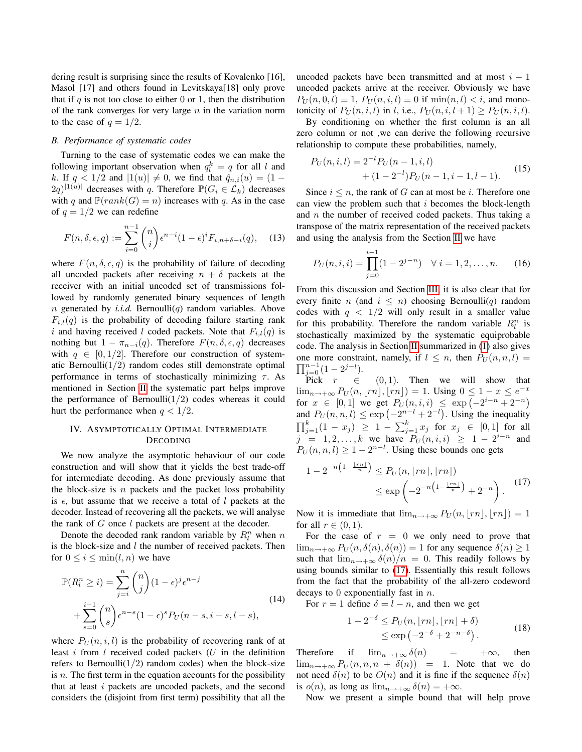dering result is surprising since the results of Kovalenko [16], Masol [17] and others found in Levitskaya[18] only prove that if $q$ is not too close to either 0 or 1, then the distribution of the rank converges for very large $n$ in the variation norm to the case of $q = 1/2$.

## B. Performance of systematic codes

Turning to the case of systematic codes we can make the following important observation when $q_l^k = q$ for all $l$ and $k$. If $q < 1/2$ and $|1(u)| \neq 0$, we find that $\hat{q}_{n,i}(u) = (1-2q)^{|1(u)|}$ decreases with $q$. Therefore $\mathbb{P}(G_i \in \mathcal{L}_k)$ decreases with $q$ and $\mathbb{P}(rank(G) = n)$ increases with $q$. As in the case of $q = 1/2$ we can redefine

$$F(n, \delta, \epsilon, q) := \sum_{i=0}^{n-1} \binom{n}{i} \epsilon^{n-i}(1-\epsilon)^i F_{i,n+\delta-i}(q), \tag{13}$$

where $F(n, \delta, \epsilon, q)$ is the probability of failure of decoding all uncoded packets after receiving $n + \delta$ packets at the receiver with an initial uncoded set of transmissions followed by randomly generated binary sequences of length $n$ generated by *i.i.d.* Bernoulli($q$) random variables. Above $F_{i,l}(q)$ is the probability of decoding failure starting rank $i$ and having received $l$ coded packets. Note that $F_{i,l}(q)$ is nothing but $1 - \pi_{n-i}(q)$. Therefore $F(n, \delta, \epsilon, q)$ decreases with $q \in [0, 1/2]$. Therefore our construction of systematic Bernoulli(1/2) random codes still demonstrate optimal performance in terms of stochastically minimizing $\tau$. As mentioned in Section II the systematic part helps improve the performance of Bernoulli(1/2) codes whereas it could hurt the performance when $q < 1/2$.

## IV. Asymptotically Optimal Intermediate Decoding

We now analyze the asymptotic behaviour of our code construction and will show that it yields the best trade-off for intermediate decoding. As done previously assume that the block-size is $n$ packets and the packet loss probability is $\epsilon$, but assume that we receive a total of $l$ packets at the decoder. Instead of recovering all the packets, we will analyse the rank of $G$ once $l$ packets are present at the decoder.

Denote the decoded rank random variable by $R_l^n$ when $n$ is the block-size and $l$ the number of received packets. Then for $0 \leq i \leq \min(l, n)$ we have

$$\begin{aligned}\mathbb{P}(R_l^n \geq i) &= \sum_{j=i}^{n} \binom{n}{j} (1-\epsilon)^j \epsilon^{n-j} \\ &+ \sum_{s=0}^{i-1} \binom{n}{s} \epsilon^{n-s}(1-\epsilon)^s P_U(n-s, i-s, l-s),\end{aligned} \tag{14}$$

where $P_U(n, i, l)$ is the probability of recovering rank of at least $i$ from $l$ received coded packets ($U$ in the definition refers to Bernoulli(1/2) random codes) when the block-size is $n$. The first term in the equation accounts for the possibility that at least $i$ packets are uncoded packets, and the second considers the (disjoint from first term) possibility that all the uncoded packets have been transmitted and at most $i-1$ uncoded packets arrive at the receiver. Obviously we have $P_U(n, 0, l) \equiv 1$, $P_U(n, i, l) \equiv 0$ if $\min(n, l) < i$, and monotonicity of $P_U(n, i, l)$ in $l$, i.e., $P_U(n, i, l+1) \geq P_U(n, i, l)$.

By conditioning on whether the first column is an all zero column or not ,we can derive the following recursive relationship to compute these probabilities, namely,

$$\begin{aligned}P_U(n, i, l) = 2^{-l} P_U(n-1, i, l) \\ + (1 - 2^{-l}) P_U(n-1, i-1, l-1).\end{aligned} \tag{15}$$

Since $i \leq n$, the rank of $G$ can at most be $i$. Therefore one can view the problem such that $i$ becomes the block-length and $n$ the number of received coded packets. Thus taking a transpose of the matrix representation of the received packets and using the analysis from the Section II we have

$$P_U(n, i, i) = \prod_{j=0}^{i-1} (1 - 2^{j-n}) \quad \forall\, i = 1, 2, \ldots, n. \tag{16}$$

From this discussion and Section III, it is also clear that for every finite $n$ (and $i \leq n$) choosing Bernoulli($q$) random codes with $q < 1/2$ will only result in a smaller value for this probability. Therefore the random variable $R_l^n$ is stochastically maximized by the systematic equiprobable code. The analysis in Section II summarized in (1) also gives one more constraint, namely, if $l \leq n$, then $P_U(n, n, l) = \prod_{j=0}^{n-1} (1 - 2^{j-l})$.

Pick $r \in (0, 1)$. Then we will show that $\lim_{n \to +\infty} P_U(n, \lfloor rn \rfloor, \lfloor rn \rfloor) = 1$. Using $0 \leq 1 - x \leq e^{-x}$ for $x \in [0, 1]$ we get $P_U(n, i, i) \leq \exp\left(-2^{i-n} + 2^{-n}\right)$ and $P_U(n, n, l) \leq \exp\left(-2^{n-l} + 2^{-l}\right)$. Using the inequality $\prod_{j=1}^{k} (1 - x_j) \geq 1 - \sum_{j=1}^{k} x_j$ for $x_j \in [0, 1]$ for all $j = 1, 2, \ldots, k$ we have $P_U(n, i, i) \geq 1 - 2^{i-n}$ and $P_U(n, n, l) \geq 1 - 2^{n-l}$. Using these bounds one gets

$$\begin{aligned}1 - 2^{-n\left(1 - \frac{\lfloor rn \rfloor}{n}\right)} &\leq P_U(n, \lfloor rn \rfloor, \lfloor rn \rfloor) \\ &\leq \exp\left(-2^{-n\left(1 - \frac{\lfloor rn \rfloor}{n}\right)} + 2^{-n}\right).\end{aligned} \tag{17}$$

Now it is immediate that $\lim_{n \to +\infty} P_U(n, \lfloor rn \rfloor, \lfloor rn \rfloor) = 1$ for all $r \in (0, 1)$.

For the case of $r = 0$ we only need to prove that $\lim_{n \to +\infty} P_U(n, \delta(n), \delta(n)) = 1$ for any sequence $\delta(n) \geq 1$ such that $\lim_{n \to +\infty} \delta(n)/n = 0$. This readily follows by using bounds similar to (17). Essentially this result follows from the fact that the probability of the all-zero codeword decays to 0 exponentially fast in $n$.

For $r = 1$ define $\delta = l - n$, and then we get

$$\begin{aligned}1 - 2^{-\delta} &\leq P_U(n, \lfloor rn \rfloor, \lfloor rn \rfloor + \delta) \\ &\leq \exp\left(-2^{-\delta} + 2^{-n-\delta}\right).\end{aligned} \tag{18}$$

Therefore if $\lim_{n \to +\infty} \delta(n) = +\infty$, then $\lim_{n \to +\infty} P_U(n, n, n + \delta(n)) = 1$. Note that we do not need $\delta(n)$ to be $O(n)$ and it is fine if the sequence $\delta(n)$ is $o(n)$, as long as $\lim_{n \to +\infty} \delta(n) = +\infty$.

Now we present a simple bound that will help prove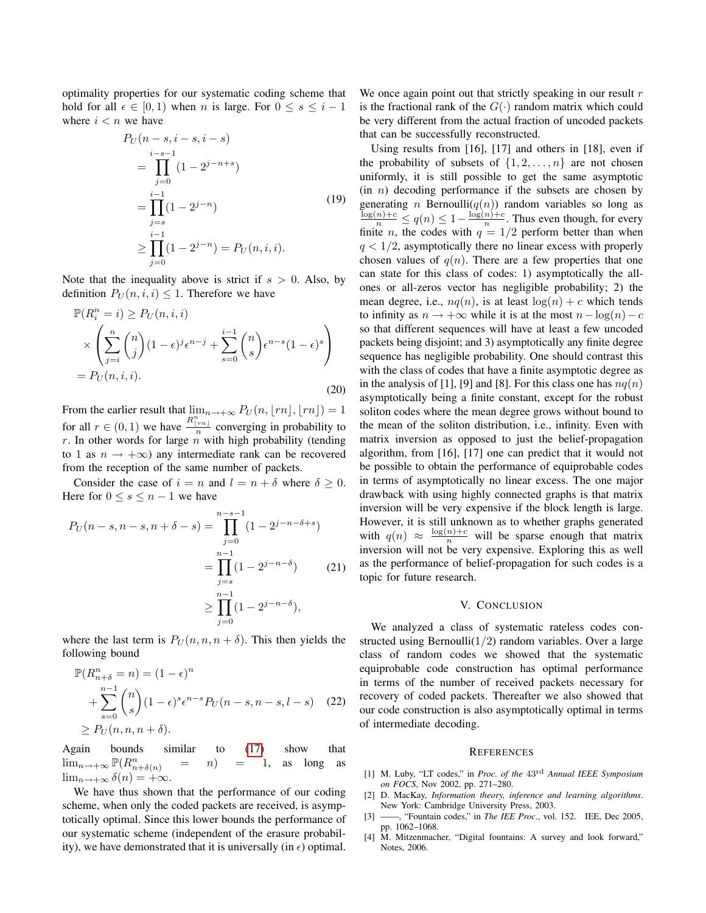optimality properties for our systematic coding scheme that hold for all $\epsilon \in [0,1)$ when $n$ is large. For $0 \le s \le i-1$ where $i < n$ we have

$$
\begin{aligned}
P_U(n-s, i-s, i-s) &= \prod_{j=0}^{i-s-1} (1 - 2^{j-n+s}) \\
&= \prod_{j=s}^{i-1} (1 - 2^{j-n}) \\
&\ge \prod_{j=0}^{i-1} (1 - 2^{j-n}) = P_U(n, i, i).
\end{aligned} \tag{19}
$$

Note that the inequality above is strict if $s > 0$. Also, by definition $P_U(n,i,i) \le 1$. Therefore we have

$$
\begin{aligned}
\mathbb{P}(R_i^n = i) &\ge P_U(n,i,i) \\
&\times \left( \sum_{j=i}^{n} \binom{n}{j} (1-\epsilon)^j \epsilon^{n-j} + \sum_{s=0}^{i-1} \binom{n}{s} \epsilon^{n-s} (1-\epsilon)^s \right) \\
&= P_U(n,i,i).
\end{aligned} \tag{20}
$$

From the earlier result that $\lim_{n\to+\infty} P_U(n, \lfloor rn \rfloor, \lfloor rn \rfloor) = 1$ for all $r \in (0,1)$ we have $\frac{R^n_{\lfloor rn \rfloor}}{n}$ converging in probability to $r$. In other words for large $n$ with high probability (tending to 1 as $n \to +\infty$) any intermediate rank can be recovered from the reception of the same number of packets.

Consider the case of $i = n$ and $l = n + \delta$ where $\delta \ge 0$. Here for $0 \le s \le n-1$ we have

$$
\begin{aligned}
P_U(n-s, n-s, n+\delta-s) &= \prod_{j=0}^{n-s-1} (1 - 2^{j-n-\delta+s}) \\
&= \prod_{j=s}^{n-1} (1 - 2^{j-n-\delta}) \\
&\ge \prod_{j=0}^{n-1} (1 - 2^{j-n-\delta}),
\end{aligned} \tag{21}
$$

where the last term is $P_U(n, n, n+\delta)$. This then yields the following bound

$$
\begin{aligned}
\mathbb{P}(R_{n+\delta}^n = n) &= (1-\epsilon)^n \\
&+ \sum_{s=0}^{n-1} \binom{n}{s} (1-\epsilon)^s \epsilon^{n-s} P_U(n-s, n-s, l-s) \\
&\ge P_U(n, n, n+\delta).
\end{aligned} \tag{22}
$$

Again bounds similar to (17) show that $\lim_{n\to+\infty} \mathbb{P}(R^n_{n+\delta(n)} = n) = 1$, as long as $\lim_{n\to+\infty} \delta(n) = +\infty$.

We have thus shown that the performance of our coding scheme, when only the coded packets are received, is asymptotically optimal. Since this lower bounds the performance of our systematic scheme (independent of the erasure probability), we have demonstrated that it is universally (in $\epsilon$) optimal.

We once again point out that strictly speaking in our result $r$ is the fractional rank of the $G(\cdot)$ random matrix which could be very different from the actual fraction of uncoded packets that can be successfully reconstructed.

Using results from [16], [17] and others in [18], even if the probability of subsets of $\{1, 2, \ldots, n\}$ are not chosen uniformly, it is still possible to get the same asymptotic (in $n$) decoding performance if the subsets are chosen by generating $n$ Bernoulli($q(n)$) random variables so long as $\frac{\log(n)+c}{n} \le q(n) \le 1 - \frac{\log(n)+c}{n}$. Thus even though, for every finite $n$, the codes with $q = 1/2$ perform better than when $q < 1/2$, asymptotically there no linear excess with properly chosen values of $q(n)$. There are a few properties that one can state for this class of codes: 1) asymptotically the all-ones or all-zeros vector has negligible probability; 2) the mean degree, i.e., $nq(n)$, is at least $\log(n) + c$ which tends to infinity as $n \to +\infty$ while it is at the most $n - \log(n) - c$ so that different sequences will have at least a few uncoded packets being disjoint; and 3) asymptotically any finite degree sequence has negligible probability. One should contrast this with the class of codes that have a finite asymptotic degree as in the analysis of [1], [9] and [8]. For this class one has $nq(n)$ asymptotically being a finite constant, except for the robust soliton codes where the mean degree grows without bound to the mean of the soliton distribution, i.e., infinity. Even with matrix inversion as opposed to just the belief-propagation algorithm, from [16], [17] one can predict that it would not be possible to obtain the performance of equiprobable codes in terms of asymptotically no linear excess. The one major drawback with using highly connected graphs is that matrix inversion will be very expensive if the block length is large. However, it is still unknown as to whether graphs generated with $q(n) \approx \frac{\log(n)+c}{n}$ will be sparse enough that matrix inversion will not be very expensive. Exploring this as well as the performance of belief-propagation for such codes is a topic for future research.

## V. Conclusion

We analyzed a class of systematic rateless codes constructed using Bernoulli(1/2) random variables. Over a large class of random codes we showed that the systematic equiprobable code construction has optimal performance in terms of the number of received packets necessary for recovery of coded packets. Thereafter we also showed that our code construction is also asymptotically optimal in terms of intermediate decoding.

## References

[1] M. Luby, "LT codes," in *Proc. of the* 43rd *Annual IEEE Symposium on FOCS*, Nov 2002, pp. 271–280.

[2] D. MacKay, *Information theory, inference and learning algorithms*. New York: Cambridge University Press, 2003.

[3] ——, "Fountain codes," in *The IEE Proc.*, vol. 152. IEE, Dec 2005, pp. 1062–1068.

[4] M. Mitzenmacher, "Digital fountains: A survey and look forward," Notes, 2006.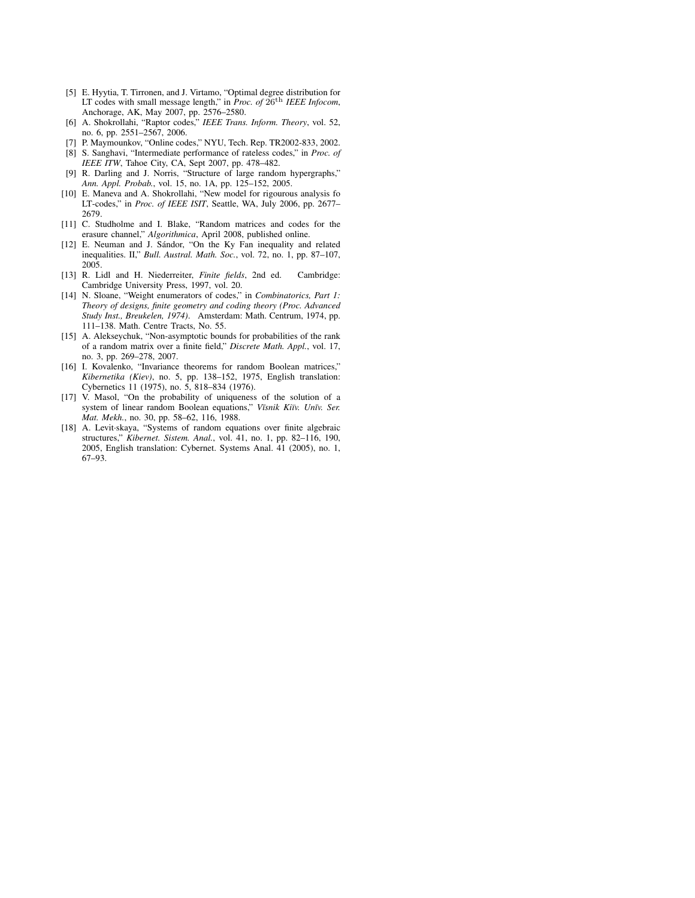[5] E. Hyytia, T. Tirronen, and J. Virtamo, "Optimal degree distribution for LT codes with small message length," in *Proc. of* $26^{\text{th}}$ *IEEE Infocom*, Anchorage, AK, May 2007, pp. 2576–2580.

[6] A. Shokrollahi, "Raptor codes," *IEEE Trans. Inform. Theory*, vol. 52, no. 6, pp. 2551–2567, 2006.

[7] P. Maymounkov, "Online codes," NYU, Tech. Rep. TR2002-833, 2002.

[8] S. Sanghavi, "Intermediate performance of rateless codes," in *Proc. of IEEE ITW*, Tahoe City, CA, Sept 2007, pp. 478–482.

[9] R. Darling and J. Norris, "Structure of large random hypergraphs," *Ann. Appl. Probab.*, vol. 15, no. 1A, pp. 125–152, 2005.

[10] E. Maneva and A. Shokrollahi, "New model for rigourous analysis fo LT-codes," in *Proc. of IEEE ISIT*, Seattle, WA, July 2006, pp. 2677–2679.

[11] C. Studholme and I. Blake, "Random matrices and codes for the erasure channel," *Algorithmica*, April 2008, published online.

[12] E. Neuman and J. Sándor, "On the Ky Fan inequality and related inequalities. II," *Bull. Austral. Math. Soc.*, vol. 72, no. 1, pp. 87–107, 2005.

[13] R. Lidl and H. Niederreiter, *Finite fields*, 2nd ed. Cambridge: Cambridge University Press, 1997, vol. 20.

[14] N. Sloane, "Weight enumerators of codes," in *Combinatorics, Part 1: Theory of designs, finite geometry and coding theory (Proc. Advanced Study Inst., Breukelen, 1974)*. Amsterdam: Math. Centrum, 1974, pp. 111–138. Math. Centre Tracts, No. 55.

[15] A. Alekseychuk, "Non-asymptotic bounds for probabilities of the rank of a random matrix over a finite field," *Discrete Math. Appl.*, vol. 17, no. 3, pp. 269–278, 2007.

[16] I. Kovalenko, "Invariance theorems for random Boolean matrices," *Kibernetika (Kiev)*, no. 5, pp. 138–152, 1975, English translation: Cybernetics 11 (1975), no. 5, 818–834 (1976).

[17] V. Masol, "On the probability of uniqueness of the solution of a system of linear random Boolean equations," *Vīsnik Kiïv. Unīv. Ser. Mat. Mekh.*, no. 30, pp. 58–62, 116, 1988.

[18] A. Levit·skaya, "Systems of random equations over finite algebraic structures," *Kibernet. Sistem. Anal.*, vol. 41, no. 1, pp. 82–116, 190, 2005, English translation: Cybernet. Systems Anal. 41 (2005), no. 1, 67–93.